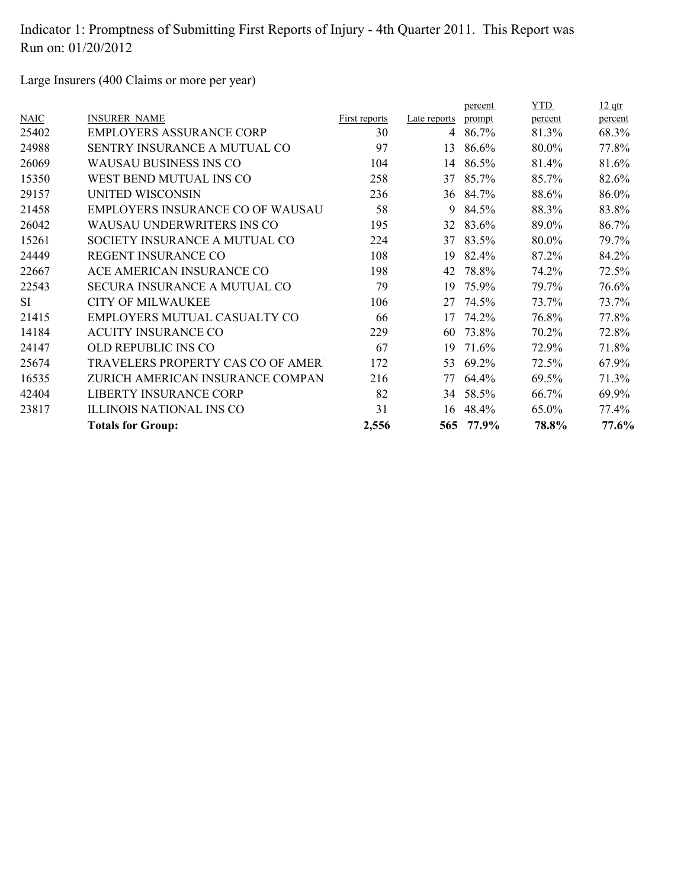Indicator 1: Promptness of Submitting First Reports of Injury - 4th Quarter 2011. This Report was Run on: 01/20/2012

Large Insurers (400 Claims or more per year)

| NAIC | INSURER NAME | First reports | Late reports | percent prompt | YTD percent | 12 qtr percent |
|---|---|---|---|---|---|---|
| 25402 | EMPLOYERS ASSURANCE CORP | 30 | 4 | 86.7% | 81.3% | 68.3% |
| 24988 | SENTRY INSURANCE A MUTUAL CO | 97 | 13 | 86.6% | 80.0% | 77.8% |
| 26069 | WAUSAU BUSINESS INS CO | 104 | 14 | 86.5% | 81.4% | 81.6% |
| 15350 | WEST BEND MUTUAL INS CO | 258 | 37 | 85.7% | 85.7% | 82.6% |
| 29157 | UNITED WISCONSIN | 236 | 36 | 84.7% | 88.6% | 86.0% |
| 21458 | EMPLOYERS INSURANCE CO OF WAUSAU | 58 | 9 | 84.5% | 88.3% | 83.8% |
| 26042 | WAUSAU UNDERWRITERS INS CO | 195 | 32 | 83.6% | 89.0% | 86.7% |
| 15261 | SOCIETY INSURANCE A MUTUAL CO | 224 | 37 | 83.5% | 80.0% | 79.7% |
| 24449 | REGENT INSURANCE CO | 108 | 19 | 82.4% | 87.2% | 84.2% |
| 22667 | ACE AMERICAN INSURANCE CO | 198 | 42 | 78.8% | 74.2% | 72.5% |
| 22543 | SECURA INSURANCE A MUTUAL CO | 79 | 19 | 75.9% | 79.7% | 76.6% |
| SI | CITY OF MILWAUKEE | 106 | 27 | 74.5% | 73.7% | 73.7% |
| 21415 | EMPLOYERS MUTUAL CASUALTY CO | 66 | 17 | 74.2% | 76.8% | 77.8% |
| 14184 | ACUITY INSURANCE CO | 229 | 60 | 73.8% | 70.2% | 72.8% |
| 24147 | OLD REPUBLIC INS CO | 67 | 19 | 71.6% | 72.9% | 71.8% |
| 25674 | TRAVELERS PROPERTY CAS CO OF AMER | 172 | 53 | 69.2% | 72.5% | 67.9% |
| 16535 | ZURICH AMERICAN INSURANCE COMPAN | 216 | 77 | 64.4% | 69.5% | 71.3% |
| 42404 | LIBERTY INSURANCE CORP | 82 | 34 | 58.5% | 66.7% | 69.9% |
| 23817 | ILLINOIS NATIONAL INS CO | 31 | 16 | 48.4% | 65.0% | 77.4% |
| | **Totals for Group:** | **2,556** | **565** | **77.9%** | **78.8%** | **77.6%** |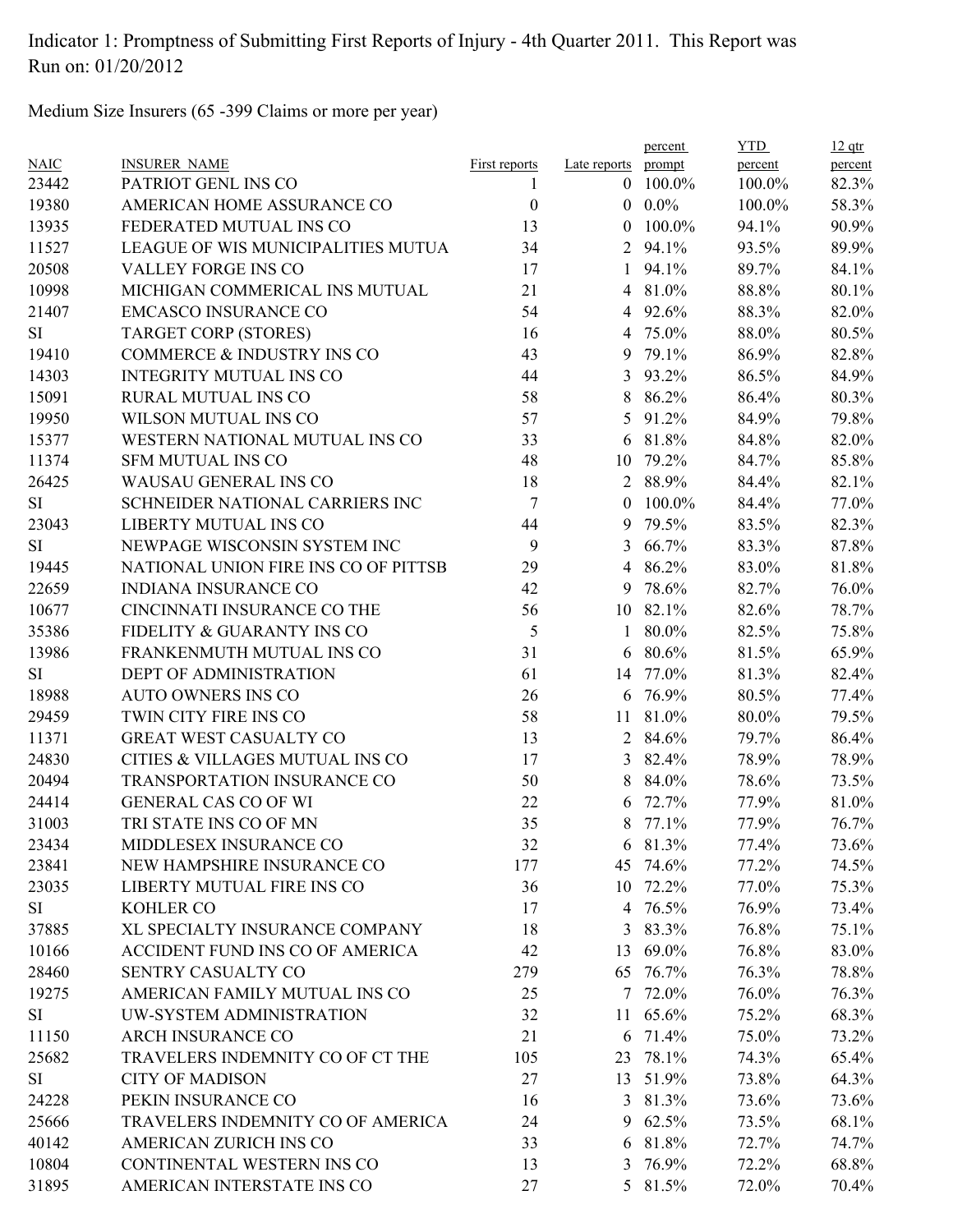Indicator 1: Promptness of Submitting First Reports of Injury - 4th Quarter 2011. This Report was Run on: 01/20/2012

Medium Size Insurers (65 -399 Claims or more per year)

| NAIC | INSURER NAME | First reports | Late reports | percent prompt | YTD percent | 12 qtr percent |
|---|---|---|---|---|---|---|
| 23442 | PATRIOT GENL INS CO | 1 | 0 | 100.0% | 100.0% | 82.3% |
| 19380 | AMERICAN HOME ASSURANCE CO | 0 | 0 | 0.0% | 100.0% | 58.3% |
| 13935 | FEDERATED MUTUAL INS CO | 13 | 0 | 100.0% | 94.1% | 90.9% |
| 11527 | LEAGUE OF WIS MUNICIPALITIES MUTUA | 34 | 2 | 94.1% | 93.5% | 89.9% |
| 20508 | VALLEY FORGE INS CO | 17 | 1 | 94.1% | 89.7% | 84.1% |
| 10998 | MICHIGAN COMMERICAL INS MUTUAL | 21 | 4 | 81.0% | 88.8% | 80.1% |
| 21407 | EMCASCO INSURANCE CO | 54 | 4 | 92.6% | 88.3% | 82.0% |
| SI | TARGET CORP (STORES) | 16 | 4 | 75.0% | 88.0% | 80.5% |
| 19410 | COMMERCE & INDUSTRY INS CO | 43 | 9 | 79.1% | 86.9% | 82.8% |
| 14303 | INTEGRITY MUTUAL INS CO | 44 | 3 | 93.2% | 86.5% | 84.9% |
| 15091 | RURAL MUTUAL INS CO | 58 | 8 | 86.2% | 86.4% | 80.3% |
| 19950 | WILSON MUTUAL INS CO | 57 | 5 | 91.2% | 84.9% | 79.8% |
| 15377 | WESTERN NATIONAL MUTUAL INS CO | 33 | 6 | 81.8% | 84.8% | 82.0% |
| 11374 | SFM MUTUAL INS CO | 48 | 10 | 79.2% | 84.7% | 85.8% |
| 26425 | WAUSAU GENERAL INS CO | 18 | 2 | 88.9% | 84.4% | 82.1% |
| SI | SCHNEIDER NATIONAL CARRIERS INC | 7 | 0 | 100.0% | 84.4% | 77.0% |
| 23043 | LIBERTY MUTUAL INS CO | 44 | 9 | 79.5% | 83.5% | 82.3% |
| SI | NEWPAGE WISCONSIN SYSTEM INC | 9 | 3 | 66.7% | 83.3% | 87.8% |
| 19445 | NATIONAL UNION FIRE INS CO OF PITTSB | 29 | 4 | 86.2% | 83.0% | 81.8% |
| 22659 | INDIANA INSURANCE CO | 42 | 9 | 78.6% | 82.7% | 76.0% |
| 10677 | CINCINNATI INSURANCE CO THE | 56 | 10 | 82.1% | 82.6% | 78.7% |
| 35386 | FIDELITY & GUARANTY INS CO | 5 | 1 | 80.0% | 82.5% | 75.8% |
| 13986 | FRANKENMUTH MUTUAL INS CO | 31 | 6 | 80.6% | 81.5% | 65.9% |
| SI | DEPT OF ADMINISTRATION | 61 | 14 | 77.0% | 81.3% | 82.4% |
| 18988 | AUTO OWNERS INS CO | 26 | 6 | 76.9% | 80.5% | 77.4% |
| 29459 | TWIN CITY FIRE INS CO | 58 | 11 | 81.0% | 80.0% | 79.5% |
| 11371 | GREAT WEST CASUALTY CO | 13 | 2 | 84.6% | 79.7% | 86.4% |
| 24830 | CITIES & VILLAGES MUTUAL INS CO | 17 | 3 | 82.4% | 78.9% | 78.9% |
| 20494 | TRANSPORTATION INSURANCE CO | 50 | 8 | 84.0% | 78.6% | 73.5% |
| 24414 | GENERAL CAS CO OF WI | 22 | 6 | 72.7% | 77.9% | 81.0% |
| 31003 | TRI STATE INS CO OF MN | 35 | 8 | 77.1% | 77.9% | 76.7% |
| 23434 | MIDDLESEX INSURANCE CO | 32 | 6 | 81.3% | 77.4% | 73.6% |
| 23841 | NEW HAMPSHIRE INSURANCE CO | 177 | 45 | 74.6% | 77.2% | 74.5% |
| 23035 | LIBERTY MUTUAL FIRE INS CO | 36 | 10 | 72.2% | 77.0% | 75.3% |
| SI | KOHLER CO | 17 | 4 | 76.5% | 76.9% | 73.4% |
| 37885 | XL SPECIALTY INSURANCE COMPANY | 18 | 3 | 83.3% | 76.8% | 75.1% |
| 10166 | ACCIDENT FUND INS CO OF AMERICA | 42 | 13 | 69.0% | 76.8% | 83.0% |
| 28460 | SENTRY CASUALTY CO | 279 | 65 | 76.7% | 76.3% | 78.8% |
| 19275 | AMERICAN FAMILY MUTUAL INS CO | 25 | 7 | 72.0% | 76.0% | 76.3% |
| SI | UW-SYSTEM ADMINISTRATION | 32 | 11 | 65.6% | 75.2% | 68.3% |
| 11150 | ARCH INSURANCE CO | 21 | 6 | 71.4% | 75.0% | 73.2% |
| 25682 | TRAVELERS INDEMNITY CO OF CT THE | 105 | 23 | 78.1% | 74.3% | 65.4% |
| SI | CITY OF MADISON | 27 | 13 | 51.9% | 73.8% | 64.3% |
| 24228 | PEKIN INSURANCE CO | 16 | 3 | 81.3% | 73.6% | 73.6% |
| 25666 | TRAVELERS INDEMNITY CO OF AMERICA | 24 | 9 | 62.5% | 73.5% | 68.1% |
| 40142 | AMERICAN ZURICH INS CO | 33 | 6 | 81.8% | 72.7% | 74.7% |
| 10804 | CONTINENTAL WESTERN INS CO | 13 | 3 | 76.9% | 72.2% | 68.8% |
| 31895 | AMERICAN INTERSTATE INS CO | 27 | 5 | 81.5% | 72.0% | 70.4% |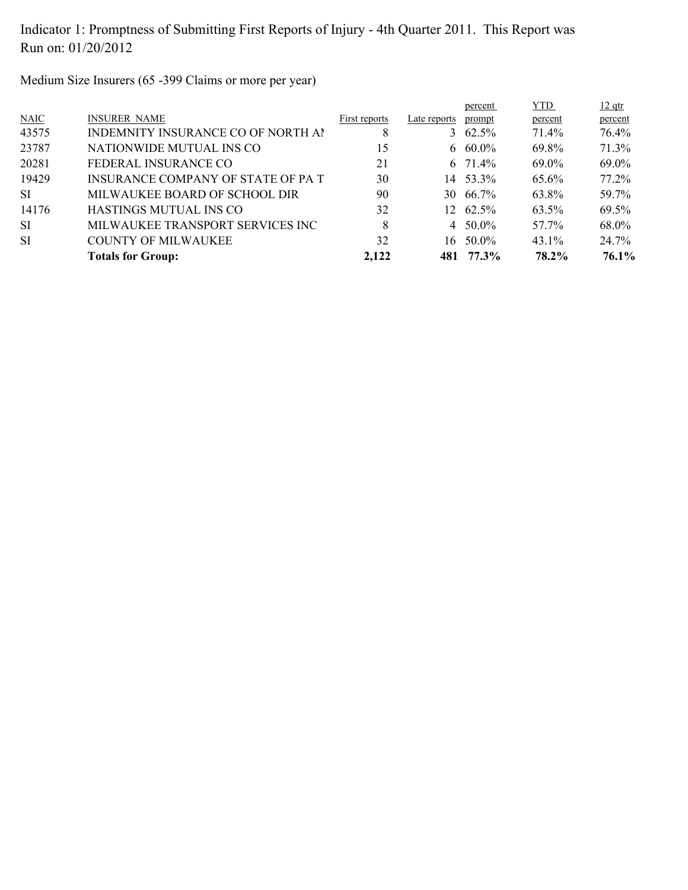Indicator 1: Promptness of Submitting First Reports of Injury - 4th Quarter 2011. This Report was Run on: 01/20/2012

Medium Size Insurers (65 -399 Claims or more per year)

| NAIC | INSURER NAME | First reports | Late reports | percent prompt | YTD percent | 12 qtr percent |
|---|---|---|---|---|---|---|
| 43575 | INDEMNITY INSURANCE CO OF NORTH AI | 8 | 3 | 62.5% | 71.4% | 76.4% |
| 23787 | NATIONWIDE MUTUAL INS CO | 15 | 6 | 60.0% | 69.8% | 71.3% |
| 20281 | FEDERAL INSURANCE CO | 21 | 6 | 71.4% | 69.0% | 69.0% |
| 19429 | INSURANCE COMPANY OF STATE OF PA T | 30 | 14 | 53.3% | 65.6% | 77.2% |
| SI | MILWAUKEE BOARD OF SCHOOL DIR | 90 | 30 | 66.7% | 63.8% | 59.7% |
| 14176 | HASTINGS MUTUAL INS CO | 32 | 12 | 62.5% | 63.5% | 69.5% |
| SI | MILWAUKEE TRANSPORT SERVICES INC | 8 | 4 | 50.0% | 57.7% | 68.0% |
| SI | COUNTY OF MILWAUKEE | 32 | 16 | 50.0% | 43.1% | 24.7% |
| | **Totals for Group:** | **2,122** | **481** | **77.3%** | **78.2%** | **76.1%** |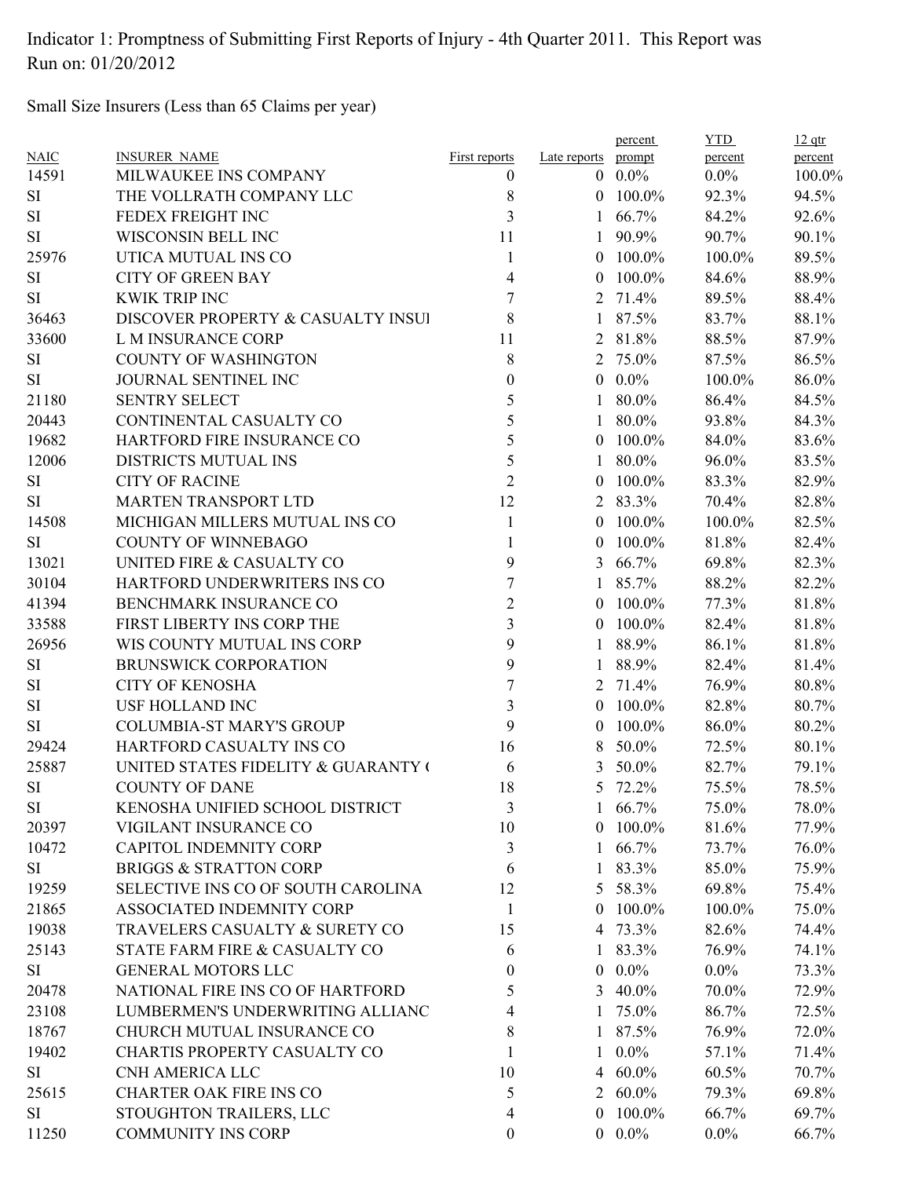Indicator 1: Promptness of Submitting First Reports of Injury - 4th Quarter 2011. This Report was Run on: 01/20/2012

Small Size Insurers (Less than 65 Claims per year)

| NAIC | INSURER_NAME | First reports | Late reports | percent prompt | YTD percent | 12 qtr percent |
|---|---|---|---|---|---|---|
| 14591 | MILWAUKEE INS COMPANY | 0 | 0 | 0.0% | 0.0% | 100.0% |
| SI | THE VOLLRATH COMPANY LLC | 8 | 0 | 100.0% | 92.3% | 94.5% |
| SI | FEDEX FREIGHT INC | 3 | 1 | 66.7% | 84.2% | 92.6% |
| SI | WISCONSIN BELL INC | 11 | 1 | 90.9% | 90.7% | 90.1% |
| 25976 | UTICA MUTUAL INS CO | 1 | 0 | 100.0% | 100.0% | 89.5% |
| SI | CITY OF GREEN BAY | 4 | 0 | 100.0% | 84.6% | 88.9% |
| SI | KWIK TRIP INC | 7 | 2 | 71.4% | 89.5% | 88.4% |
| 36463 | DISCOVER PROPERTY & CASUALTY INSUI | 8 | 1 | 87.5% | 83.7% | 88.1% |
| 33600 | L M INSURANCE CORP | 11 | 2 | 81.8% | 88.5% | 87.9% |
| SI | COUNTY OF WASHINGTON | 8 | 2 | 75.0% | 87.5% | 86.5% |
| SI | JOURNAL SENTINEL INC | 0 | 0 | 0.0% | 100.0% | 86.0% |
| 21180 | SENTRY SELECT | 5 | 1 | 80.0% | 86.4% | 84.5% |
| 20443 | CONTINENTAL CASUALTY CO | 5 | 1 | 80.0% | 93.8% | 84.3% |
| 19682 | HARTFORD FIRE INSURANCE CO | 5 | 0 | 100.0% | 84.0% | 83.6% |
| 12006 | DISTRICTS MUTUAL INS | 5 | 1 | 80.0% | 96.0% | 83.5% |
| SI | CITY OF RACINE | 2 | 0 | 100.0% | 83.3% | 82.9% |
| SI | MARTEN TRANSPORT LTD | 12 | 2 | 83.3% | 70.4% | 82.8% |
| 14508 | MICHIGAN MILLERS MUTUAL INS CO | 1 | 0 | 100.0% | 100.0% | 82.5% |
| SI | COUNTY OF WINNEBAGO | 1 | 0 | 100.0% | 81.8% | 82.4% |
| 13021 | UNITED FIRE & CASUALTY CO | 9 | 3 | 66.7% | 69.8% | 82.3% |
| 30104 | HARTFORD UNDERWRITERS INS CO | 7 | 1 | 85.7% | 88.2% | 82.2% |
| 41394 | BENCHMARK INSURANCE CO | 2 | 0 | 100.0% | 77.3% | 81.8% |
| 33588 | FIRST LIBERTY INS CORP THE | 3 | 0 | 100.0% | 82.4% | 81.8% |
| 26956 | WIS COUNTY MUTUAL INS CORP | 9 | 1 | 88.9% | 86.1% | 81.8% |
| SI | BRUNSWICK CORPORATION | 9 | 1 | 88.9% | 82.4% | 81.4% |
| SI | CITY OF KENOSHA | 7 | 2 | 71.4% | 76.9% | 80.8% |
| SI | USF HOLLAND INC | 3 | 0 | 100.0% | 82.8% | 80.7% |
| SI | COLUMBIA-ST MARY'S GROUP | 9 | 0 | 100.0% | 86.0% | 80.2% |
| 29424 | HARTFORD CASUALTY INS CO | 16 | 8 | 50.0% | 72.5% | 80.1% |
| 25887 | UNITED STATES FIDELITY & GUARANTY ( | 6 | 3 | 50.0% | 82.7% | 79.1% |
| SI | COUNTY OF DANE | 18 | 5 | 72.2% | 75.5% | 78.5% |
| SI | KENOSHA UNIFIED SCHOOL DISTRICT | 3 | 1 | 66.7% | 75.0% | 78.0% |
| 20397 | VIGILANT INSURANCE CO | 10 | 0 | 100.0% | 81.6% | 77.9% |
| 10472 | CAPITOL INDEMNITY CORP | 3 | 1 | 66.7% | 73.7% | 76.0% |
| SI | BRIGGS & STRATTON CORP | 6 | 1 | 83.3% | 85.0% | 75.9% |
| 19259 | SELECTIVE INS CO OF SOUTH CAROLINA | 12 | 5 | 58.3% | 69.8% | 75.4% |
| 21865 | ASSOCIATED INDEMNITY CORP | 1 | 0 | 100.0% | 100.0% | 75.0% |
| 19038 | TRAVELERS CASUALTY & SURETY CO | 15 | 4 | 73.3% | 82.6% | 74.4% |
| 25143 | STATE FARM FIRE & CASUALTY CO | 6 | 1 | 83.3% | 76.9% | 74.1% |
| SI | GENERAL MOTORS LLC | 0 | 0 | 0.0% | 0.0% | 73.3% |
| 20478 | NATIONAL FIRE INS CO OF HARTFORD | 5 | 3 | 40.0% | 70.0% | 72.9% |
| 23108 | LUMBERMEN'S UNDERWRITING ALLIANC | 4 | 1 | 75.0% | 86.7% | 72.5% |
| 18767 | CHURCH MUTUAL INSURANCE CO | 8 | 1 | 87.5% | 76.9% | 72.0% |
| 19402 | CHARTIS PROPERTY CASUALTY CO | 1 | 1 | 0.0% | 57.1% | 71.4% |
| SI | CNH AMERICA LLC | 10 | 4 | 60.0% | 60.5% | 70.7% |
| 25615 | CHARTER OAK FIRE INS CO | 5 | 2 | 60.0% | 79.3% | 69.8% |
| SI | STOUGHTON TRAILERS, LLC | 4 | 0 | 100.0% | 66.7% | 69.7% |
| 11250 | COMMUNITY INS CORP | 0 | 0 | 0.0% | 0.0% | 66.7% |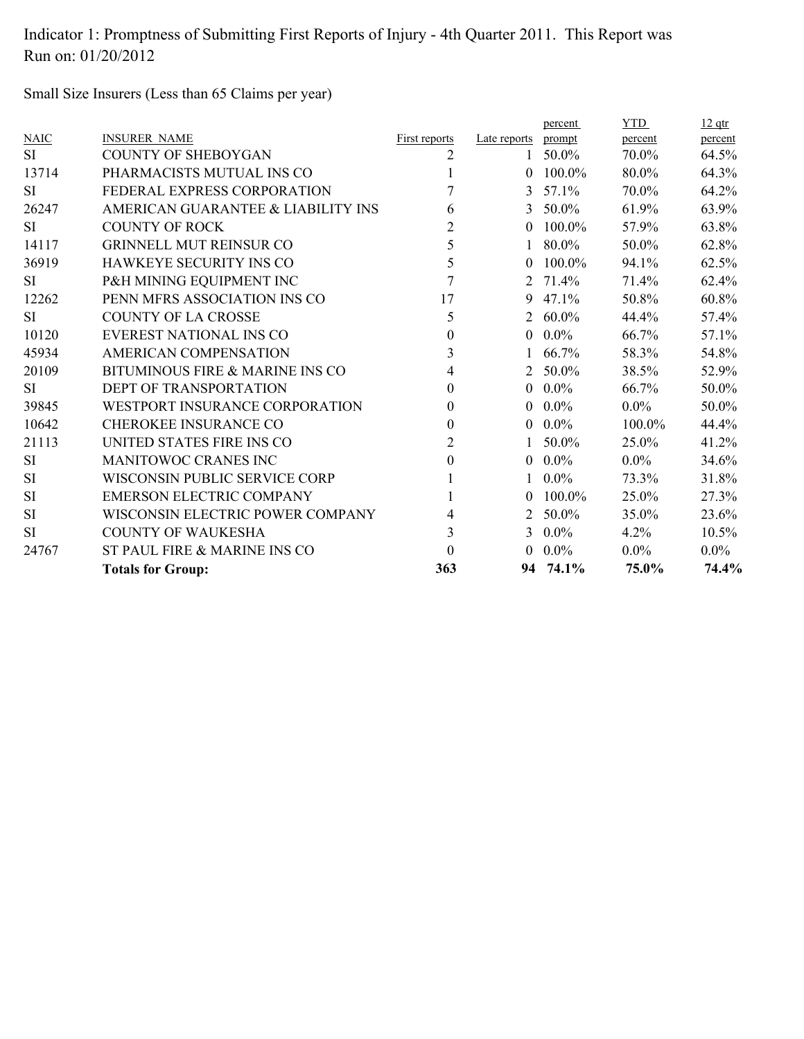Indicator 1: Promptness of Submitting First Reports of Injury - 4th Quarter 2011. This Report was Run on: 01/20/2012

Small Size Insurers (Less than 65 Claims per year)

| NAIC | INSURER NAME | First reports | Late reports | percent prompt | YTD percent | 12 qtr percent |
|---|---|---|---|---|---|---|
| SI | COUNTY OF SHEBOYGAN | 2 | 1 | 50.0% | 70.0% | 64.5% |
| 13714 | PHARMACISTS MUTUAL INS CO | 1 | 0 | 100.0% | 80.0% | 64.3% |
| SI | FEDERAL EXPRESS CORPORATION | 7 | 3 | 57.1% | 70.0% | 64.2% |
| 26247 | AMERICAN GUARANTEE & LIABILITY INS | 6 | 3 | 50.0% | 61.9% | 63.9% |
| SI | COUNTY OF ROCK | 2 | 0 | 100.0% | 57.9% | 63.8% |
| 14117 | GRINNELL MUT REINSUR CO | 5 | 1 | 80.0% | 50.0% | 62.8% |
| 36919 | HAWKEYE SECURITY INS CO | 5 | 0 | 100.0% | 94.1% | 62.5% |
| SI | P&H MINING EQUIPMENT INC | 7 | 2 | 71.4% | 71.4% | 62.4% |
| 12262 | PENN MFRS ASSOCIATION INS CO | 17 | 9 | 47.1% | 50.8% | 60.8% |
| SI | COUNTY OF LA CROSSE | 5 | 2 | 60.0% | 44.4% | 57.4% |
| 10120 | EVEREST NATIONAL INS CO | 0 | 0 | 0.0% | 66.7% | 57.1% |
| 45934 | AMERICAN COMPENSATION | 3 | 1 | 66.7% | 58.3% | 54.8% |
| 20109 | BITUMINOUS FIRE & MARINE INS CO | 4 | 2 | 50.0% | 38.5% | 52.9% |
| SI | DEPT OF TRANSPORTATION | 0 | 0 | 0.0% | 66.7% | 50.0% |
| 39845 | WESTPORT INSURANCE CORPORATION | 0 | 0 | 0.0% | 0.0% | 50.0% |
| 10642 | CHEROKEE INSURANCE CO | 0 | 0 | 0.0% | 100.0% | 44.4% |
| 21113 | UNITED STATES FIRE INS CO | 2 | 1 | 50.0% | 25.0% | 41.2% |
| SI | MANITOWOC CRANES INC | 0 | 0 | 0.0% | 0.0% | 34.6% |
| SI | WISCONSIN PUBLIC SERVICE CORP | 1 | 1 | 0.0% | 73.3% | 31.8% |
| SI | EMERSON ELECTRIC COMPANY | 1 | 0 | 100.0% | 25.0% | 27.3% |
| SI | WISCONSIN ELECTRIC POWER COMPANY | 4 | 2 | 50.0% | 35.0% | 23.6% |
| SI | COUNTY OF WAUKESHA | 3 | 3 | 0.0% | 4.2% | 10.5% |
| 24767 | ST PAUL FIRE & MARINE INS CO | 0 | 0 | 0.0% | 0.0% | 0.0% |
| | **Totals for Group:** | **363** | **94** | **74.1%** | **75.0%** | **74.4%** |